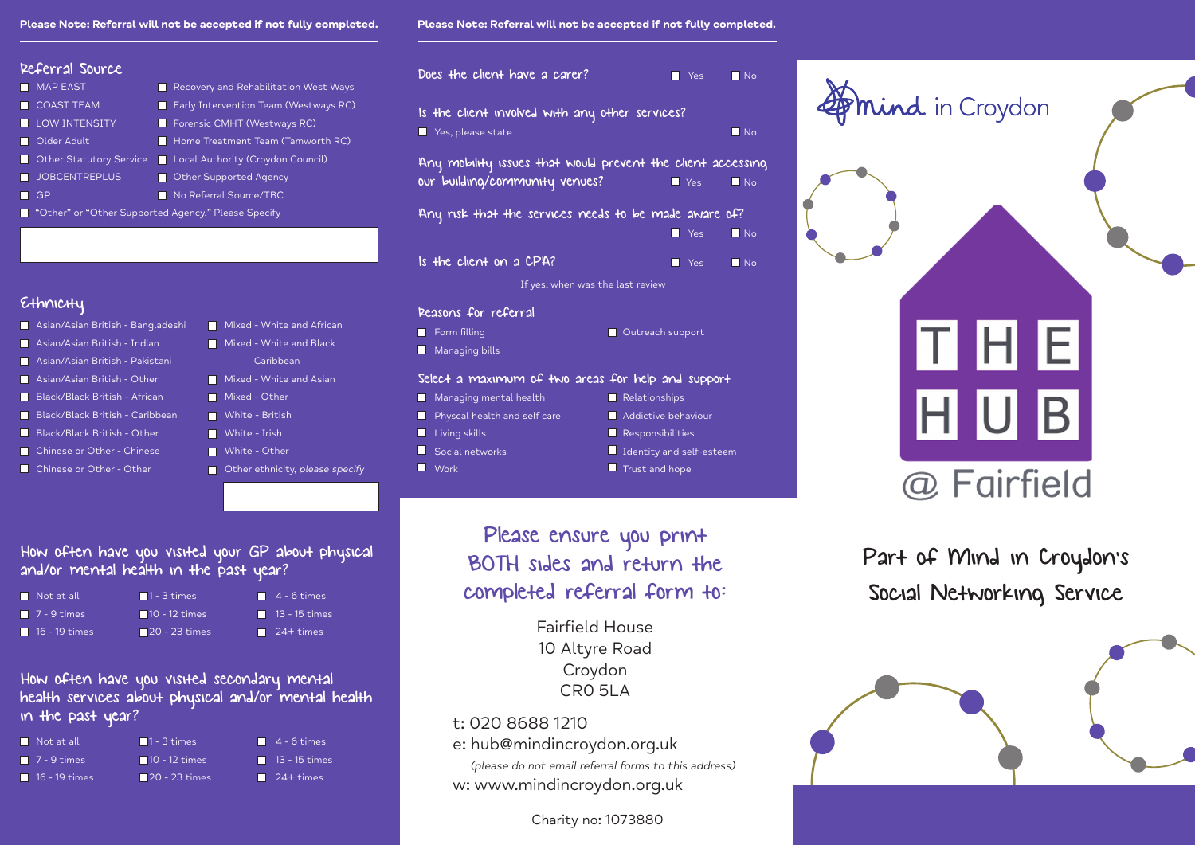**Please Note: Referral will not be accepted if not fully completed.**

## Referral Source

- ☐ MAP EAST
- ☐ COAST TEAM
- ☐ LOW INTENSITY
- ☐ Older Adult
- ☐ Other Statutory Service
- ☐ JOBCENTREPLUS
- ☐ GP
- ☐ Recovery and Rehabilitation West Ways
- ☐ Early Intervention Team (Westways RC)
- ☐ Forensic CMHT (Westways RC)
- ☐ Home Treatment Team (Tamworth RC)
- ☐ Local Authority (Croydon Council)
- ☐ Other Supported Agency
- ☐ No Referral Source/TBC
- ☐ "Other" or "Other Supported Agency," Please Specify

## Ethnicity

- ☐ Asian/Asian British - Bangladeshi
- ☐ Asian/Asian British - Indian
- ☐ Asian/Asian British - Pakistani
- ☐ Asian/Asian British - Other
- ☐ Black/Black British - African
- ☐ Black/Black British - Caribbean
- ☐ Black/Black British - Other
- ☐ Chinese or Other - Chinese
- ☐ Chinese or Other - Other
- ☐ Mixed - White and African
- ☐ Mixed - White and Black Caribbean
- ☐ Mixed - White and Asian
- ☐ Mixed - Other
- ☐ White - British
- ☐ White - Irish
- ☐ White - Other
- ☐ Other ethnicity, *please specify*

## How often have you visited your GP about physical and/or mental health in the past year?

- ☐ Not at all
- ☐ 1 - 3 times
- ☐ 4 - 6 times
- ☐ 7 - 9 times
- ☐ 10 - 12 times
- ☐ 13 - 15 times
- ☐ 16 - 19 times
- ☐ 20 - 23 times
- ☐ 24+ times

## How often have you visited secondary mental health services about physical and/or mental health in the past year?

- ☐ Not at all
- ☐ 1 - 3 times
- ☐ 4 - 6 times
- ☐ 7 - 9 times
- ☐ 10 - 12 times
- ☐ 13 - 15 times
- ☐ 16 - 19 times
- ☐ 20 - 23 times
- ☐ 24+ times

**Please Note: Referral will not be accepted if not fully completed.**

Does the client have a carer? ☐ Yes ☐ No

Is the client involved with any other services?
☐ Yes, please state ☐ No

Any mobility issues that would prevent the client accessing our building/community venues? ☐ Yes ☐ No

Any risk that the services needs to be made aware of? ☐ Yes ☐ No

Is the client on a CPA? ☐ Yes ☐ No

If yes, when was the last review

## Reasons for referral

- ☐ Form filling
- ☐ Managing bills
- ☐ Outreach support

## Select a maximum of two areas for help and support

- ☐ Managing mental health
- ☐ Physcal health and self care
- ☐ Living skills
- ☐ Social networks
- ☐ Work
- ☐ Relationships
- ☐ Addictive behaviour
- ☐ Responsibilities
- ☐ Identity and self-esteem
- ☐ Trust and hope

## Please ensure you print BOTH sides and return the completed referral form to:

Fairfield House
10 Altyre Road
Croydon
CR0 5LA

t: 020 8688 1210
e: hub@mindincroydon.org.uk
*(please do not email referral forms to this address)*
w: www.mindincroydon.org.uk

Charity no: 1073880

Mind in Croydon

# THE HUB @ Fairfield

## Part of Mind in Croydon's Social Networking Service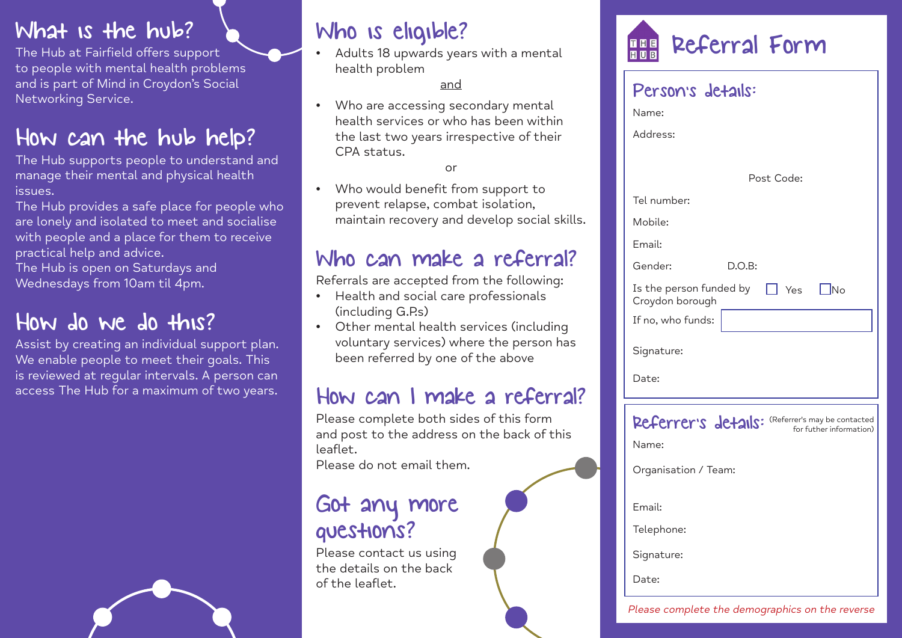## What is the hub?

The Hub at Fairfield offers support to people with mental health problems and is part of Mind in Croydon's Social Networking Service.

## How can the hub help?

The Hub supports people to understand and manage their mental and physical health issues.

The Hub provides a safe place for people who are lonely and isolated to meet and socialise with people and a place for them to receive practical help and advice.

The Hub is open on Saturdays and Wednesdays from 10am til 4pm.

## How do we do this?

Assist by creating an individual support plan. We enable people to meet their goals. This is reviewed at regular intervals. A person can access The Hub for a maximum of two years.

## Who is eligible?

- Adults 18 upwards years with a mental health problem

and

- Who are accessing secondary mental health services or who has been within the last two years irrespective of their CPA status.

or

- Who would benefit from support to prevent relapse, combat isolation, maintain recovery and develop social skills.

## Who can make a referral?

Referrals are accepted from the following:

- Health and social care professionals (including G.P.s)
- Other mental health services (including voluntary services) where the person has been referred by one of the above

## How can I make a referral?

Please complete both sides of this form and post to the address on the back of this leaflet.

Please do not email them.

## Got any more questions?

Please contact us using the details on the back of the leaflet.

# THE HUB Referral Form

### Person's details:

Name:

Address:

Post Code:

Tel number:

Mobile:

Email:

Gender: D.O.B:

Is the person funded by Croydon borough ☐ Yes ☐ No

If no, who funds:

Signature:

Date:

### Referrer's details: (Referrer's may be contacted for futher information)

Name:

Organisation / Team:

Email:

Telephone:

Signature:

Date:

*Please complete the demographics on the reverse*